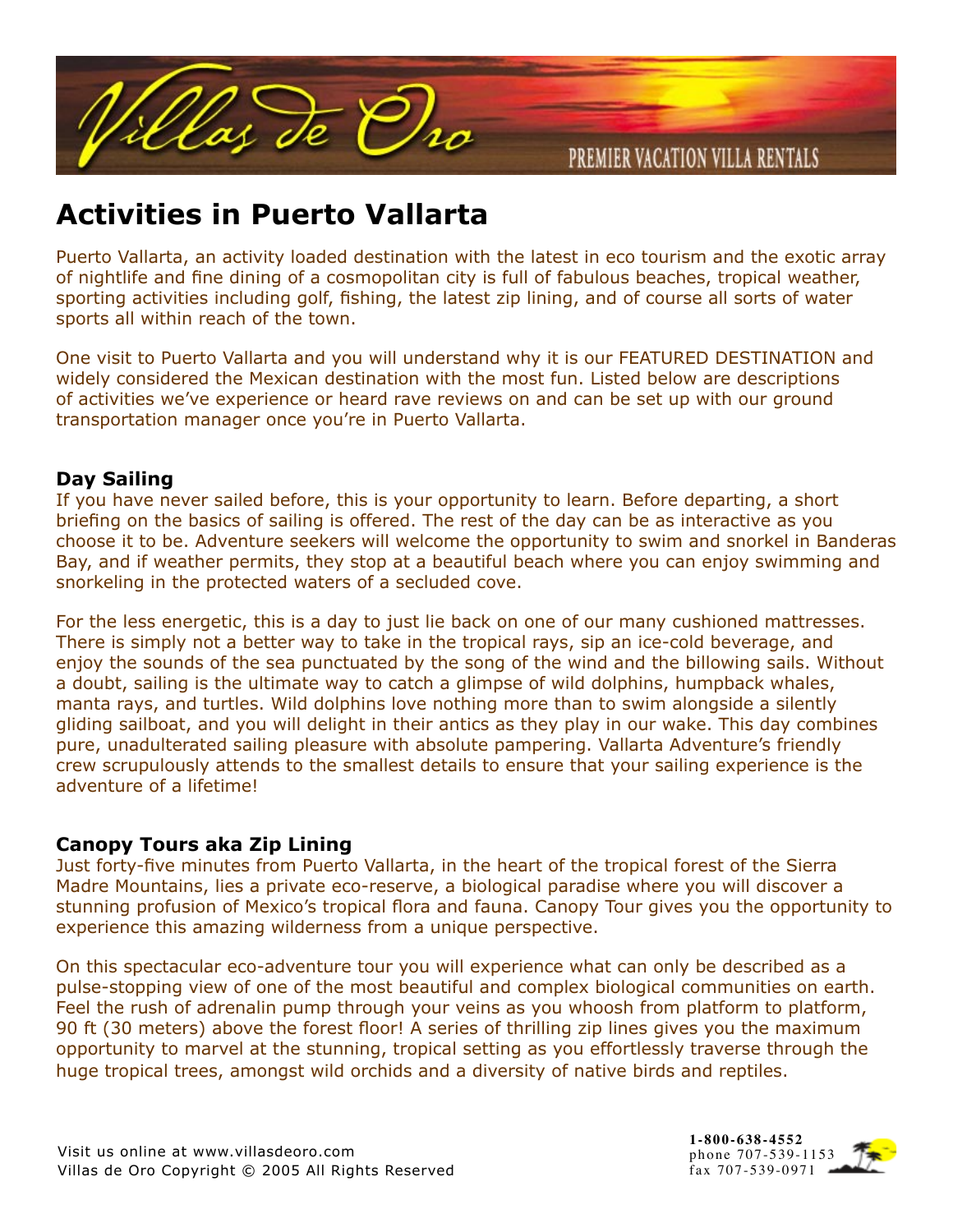# Activities in Puerto Vallarta

Puerto Vallarta, an activity loaded destination with the latest in eco tourism and the exotic array of nightlife and fine dining of a cosmopolitan city is full of fabulous beaches, tropical weather, sporting activities including golf, fishing, the latest zip lining, and of course all sorts of water sports all within reach of the town.

One visit to Puerto Vallarta and you will understand why it is our FEATURED DESTINATION and widely considered the Mexican destination with the most fun. Listed below are descriptions of activities we've experience or heard rave reviews on and can be set up with our ground transportation manager once you're in Puerto Vallarta.

### Day Sailing

If you have never sailed before, this is your opportunity to learn. Before departing, a short briefing on the basics of sailing is offered. The rest of the day can be as interactive as you choose it to be. Adventure seekers will welcome the opportunity to swim and snorkel in Banderas Bay, and if weather permits, they stop at a beautiful beach where you can enjoy swimming and snorkeling in the protected waters of a secluded cove.

For the less energetic, this is a day to just lie back on one of our many cushioned mattresses. There is simply not a better way to take in the tropical rays, sip an ice-cold beverage, and enjoy the sounds of the sea punctuated by the song of the wind and the billowing sails. Without a doubt, sailing is the ultimate way to catch a glimpse of wild dolphins, humpback whales, manta rays, and turtles. Wild dolphins love nothing more than to swim alongside a silently gliding sailboat, and you will delight in their antics as they play in our wake. This day combines pure, unadulterated sailing pleasure with absolute pampering. Vallarta Adventure's friendly crew scrupulously attends to the smallest details to ensure that your sailing experience is the adventure of a lifetime!

### Canopy Tours aka Zip Lining

Just forty-five minutes from Puerto Vallarta, in the heart of the tropical forest of the Sierra Madre Mountains, lies a private eco-reserve, a biological paradise where you will discover a stunning profusion of Mexico's tropical flora and fauna. Canopy Tour gives you the opportunity to experience this amazing wilderness from a unique perspective.

On this spectacular eco-adventure tour you will experience what can only be described as a pulse-stopping view of one of the most beautiful and complex biological communities on earth. Feel the rush of adrenalin pump through your veins as you whoosh from platform to platform, 90 ft (30 meters) above the forest floor! A series of thrilling zip lines gives you the maximum opportunity to marvel at the stunning, tropical setting as you effortlessly traverse through the huge tropical trees, amongst wild orchids and a diversity of native birds and reptiles.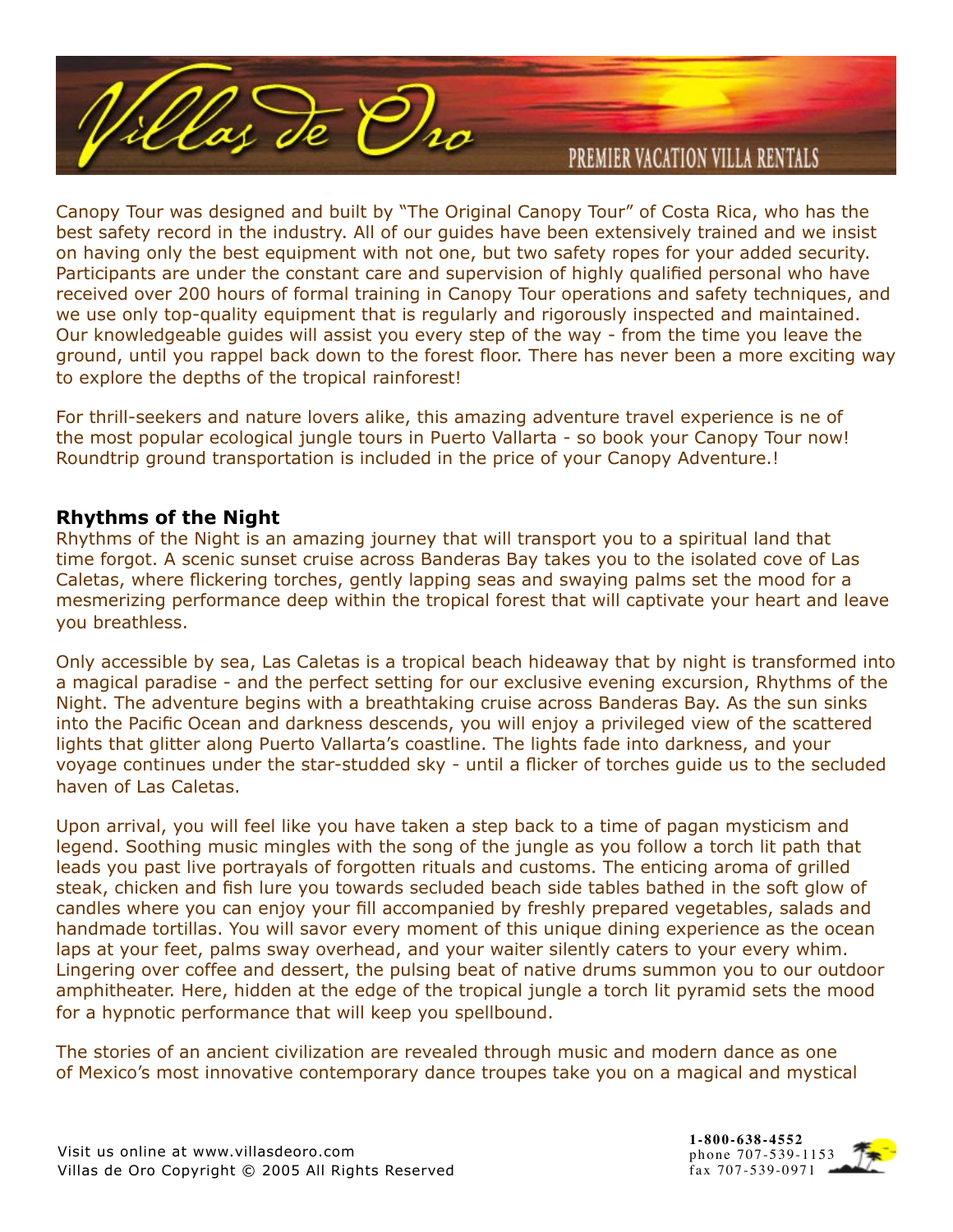Canopy Tour was designed and built by "The Original Canopy Tour" of Costa Rica, who has the best safety record in the industry. All of our guides have been extensively trained and we insist on having only the best equipment with not one, but two safety ropes for your added security. Participants are under the constant care and supervision of highly qualified personal who have received over 200 hours of formal training in Canopy Tour operations and safety techniques, and we use only top-quality equipment that is regularly and rigorously inspected and maintained. Our knowledgeable guides will assist you every step of the way - from the time you leave the ground, until you rappel back down to the forest floor. There has never been a more exciting way to explore the depths of the tropical rainforest!

For thrill-seekers and nature lovers alike, this amazing adventure travel experience is ne of the most popular ecological jungle tours in Puerto Vallarta - so book your Canopy Tour now! Roundtrip ground transportation is included in the price of your Canopy Adventure.!

**Rhythms of the Night**

Rhythms of the Night is an amazing journey that will transport you to a spiritual land that time forgot. A scenic sunset cruise across Banderas Bay takes you to the isolated cove of Las Caletas, where flickering torches, gently lapping seas and swaying palms set the mood for a mesmerizing performance deep within the tropical forest that will captivate your heart and leave you breathless.

Only accessible by sea, Las Caletas is a tropical beach hideaway that by night is transformed into a magical paradise - and the perfect setting for our exclusive evening excursion, Rhythms of the Night. The adventure begins with a breathtaking cruise across Banderas Bay. As the sun sinks into the Pacific Ocean and darkness descends, you will enjoy a privileged view of the scattered lights that glitter along Puerto Vallarta's coastline. The lights fade into darkness, and your voyage continues under the star-studded sky - until a flicker of torches guide us to the secluded haven of Las Caletas.

Upon arrival, you will feel like you have taken a step back to a time of pagan mysticism and legend. Soothing music mingles with the song of the jungle as you follow a torch lit path that leads you past live portrayals of forgotten rituals and customs. The enticing aroma of grilled steak, chicken and fish lure you towards secluded beach side tables bathed in the soft glow of candles where you can enjoy your fill accompanied by freshly prepared vegetables, salads and handmade tortillas. You will savor every moment of this unique dining experience as the ocean laps at your feet, palms sway overhead, and your waiter silently caters to your every whim. Lingering over coffee and dessert, the pulsing beat of native drums summon you to our outdoor amphitheater. Here, hidden at the edge of the tropical jungle a torch lit pyramid sets the mood for a hypnotic performance that will keep you spellbound.

The stories of an ancient civilization are revealed through music and modern dance as one of Mexico's most innovative contemporary dance troupes take you on a magical and mystical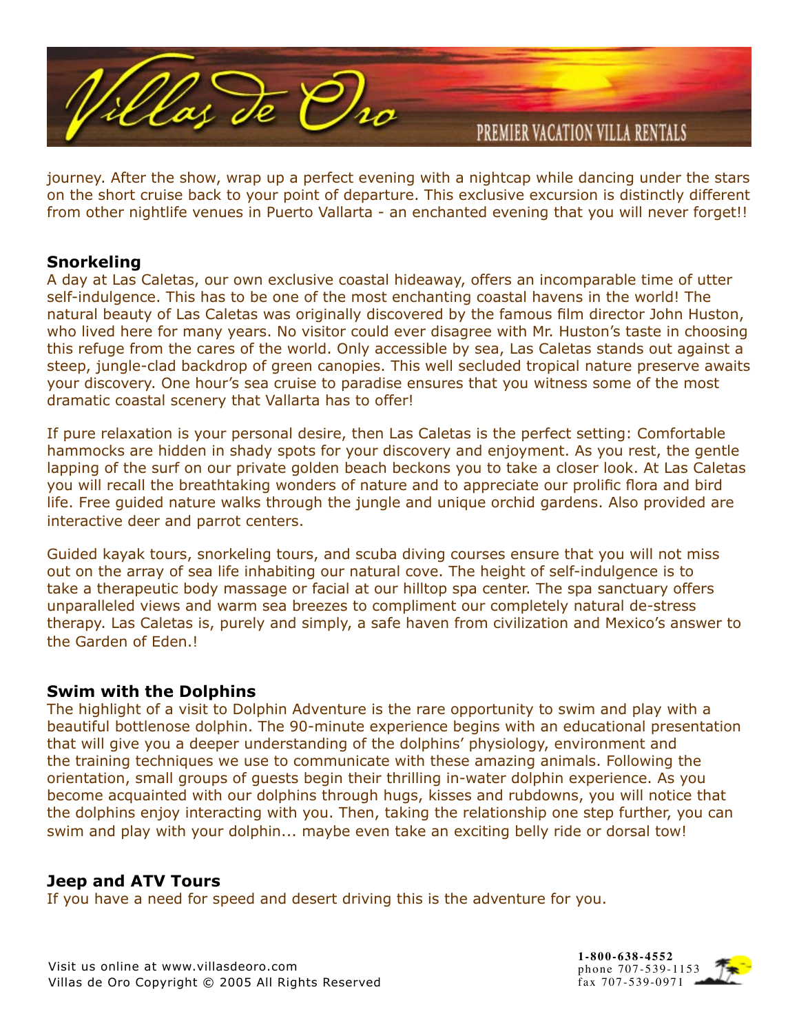journey. After the show, wrap up a perfect evening with a nightcap while dancing under the stars on the short cruise back to your point of departure. This exclusive excursion is distinctly different from other nightlife venues in Puerto Vallarta - an enchanted evening that you will never forget!!

### Snorkeling

A day at Las Caletas, our own exclusive coastal hideaway, offers an incomparable time of utter self-indulgence. This has to be one of the most enchanting coastal havens in the world! The natural beauty of Las Caletas was originally discovered by the famous film director John Huston, who lived here for many years. No visitor could ever disagree with Mr. Huston's taste in choosing this refuge from the cares of the world. Only accessible by sea, Las Caletas stands out against a steep, jungle-clad backdrop of green canopies. This well secluded tropical nature preserve awaits your discovery. One hour's sea cruise to paradise ensures that you witness some of the most dramatic coastal scenery that Vallarta has to offer!

If pure relaxation is your personal desire, then Las Caletas is the perfect setting: Comfortable hammocks are hidden in shady spots for your discovery and enjoyment. As you rest, the gentle lapping of the surf on our private golden beach beckons you to take a closer look. At Las Caletas you will recall the breathtaking wonders of nature and to appreciate our prolific flora and bird life. Free guided nature walks through the jungle and unique orchid gardens. Also provided are interactive deer and parrot centers.

Guided kayak tours, snorkeling tours, and scuba diving courses ensure that you will not miss out on the array of sea life inhabiting our natural cove. The height of self-indulgence is to take a therapeutic body massage or facial at our hilltop spa center. The spa sanctuary offers unparalleled views and warm sea breezes to compliment our completely natural de-stress therapy. Las Caletas is, purely and simply, a safe haven from civilization and Mexico's answer to the Garden of Eden.!

### Swim with the Dolphins

The highlight of a visit to Dolphin Adventure is the rare opportunity to swim and play with a beautiful bottlenose dolphin. The 90-minute experience begins with an educational presentation that will give you a deeper understanding of the dolphins' physiology, environment and the training techniques we use to communicate with these amazing animals. Following the orientation, small groups of guests begin their thrilling in-water dolphin experience. As you become acquainted with our dolphins through hugs, kisses and rubdowns, you will notice that the dolphins enjoy interacting with you. Then, taking the relationship one step further, you can swim and play with your dolphin... maybe even take an exciting belly ride or dorsal tow!

### Jeep and ATV Tours

If you have a need for speed and desert driving this is the adventure for you.